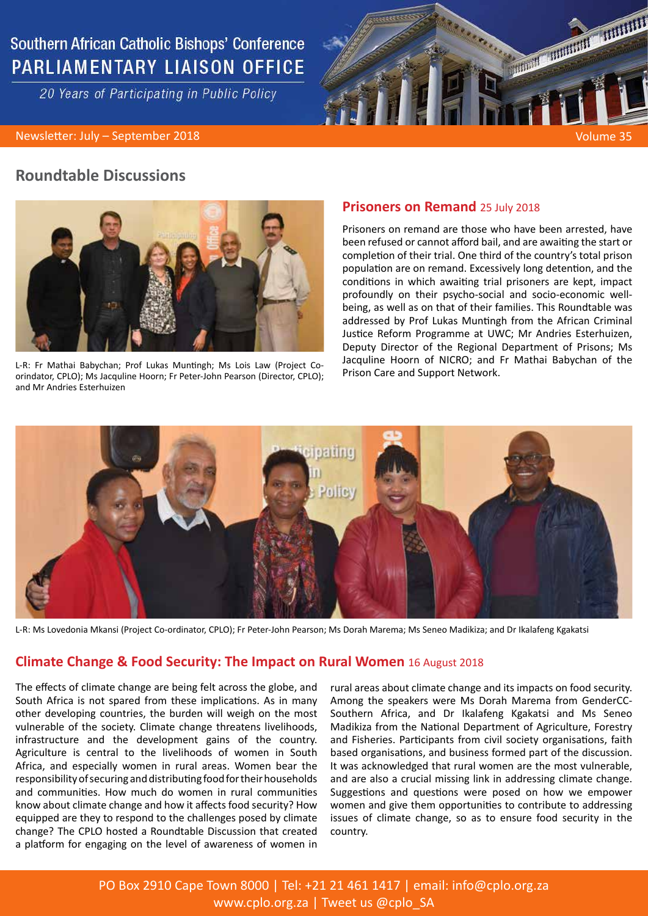Southern African Catholic Bishops' Conference

# PARLIAMENTARY LIAISON OFFICE

*20 Years of Participating in Public Policy*

Newsletter: July – September 2018

Volume 35

## Roundtable Discussions

L-R: Fr Mathai Babychan; Prof Lukas Muntingh; Ms Lois Law (Project Co-orindator, CPLO); Ms Jacquline Hoorn; Fr Peter-John Pearson (Director, CPLO); and Mr Andries Esterhuizen

### Prisoners on Remand 25 July 2018

Prisoners on remand are those who have been arrested, have been refused or cannot afford bail, and are awaiting the start or completion of their trial. One third of the country's total prison population are on remand. Excessively long detention, and the conditions in which awaiting trial prisoners are kept, impact profoundly on their psycho-social and socio-economic well-being, as well as on that of their families. This Roundtable was addressed by Prof Lukas Muntingh from the African Criminal Justice Reform Programme at UWC; Mr Andries Esterhuizen, Deputy Director of the Regional Department of Prisons; Ms Jacquline Hoorn of NICRO; and Fr Mathai Babychan of the Prison Care and Support Network.

L-R: Ms Lovedonia Mkansi (Project Co-ordinator, CPLO); Fr Peter-John Pearson; Ms Dorah Marema; Ms Seneo Madikiza; and Dr Ikalafeng Kgakatsi

### Climate Change & Food Security: The Impact on Rural Women 16 August 2018

The effects of climate change are being felt across the globe, and South Africa is not spared from these implications. As in many other developing countries, the burden will weigh on the most vulnerable of the society. Climate change threatens livelihoods, infrastructure and the development gains of the country. Agriculture is central to the livelihoods of women in South Africa, and especially women in rural areas. Women bear the responsibility of securing and distributing food for their households and communities. How much do women in rural communities know about climate change and how it affects food security? How equipped are they to respond to the challenges posed by climate change? The CPLO hosted a Roundtable Discussion that created a platform for engaging on the level of awareness of women in rural areas about climate change and its impacts on food security. Among the speakers were Ms Dorah Marema from GenderCC-Southern Africa, and Dr Ikalafeng Kgakatsi and Ms Seneo Madikiza from the National Department of Agriculture, Forestry and Fisheries. Participants from civil society organisations, faith based organisations, and business formed part of the discussion. It was acknowledged that rural women are the most vulnerable, and are also a crucial missing link in addressing climate change. Suggestions and questions were posed on how we empower women and give them opportunities to contribute to addressing issues of climate change, so as to ensure food security in the country.

PO Box 2910 Cape Town 8000 | Tel: +21 21 461 1417 | email: info@cplo.org.za
www.cplo.org.za | Tweet us @cplo_SA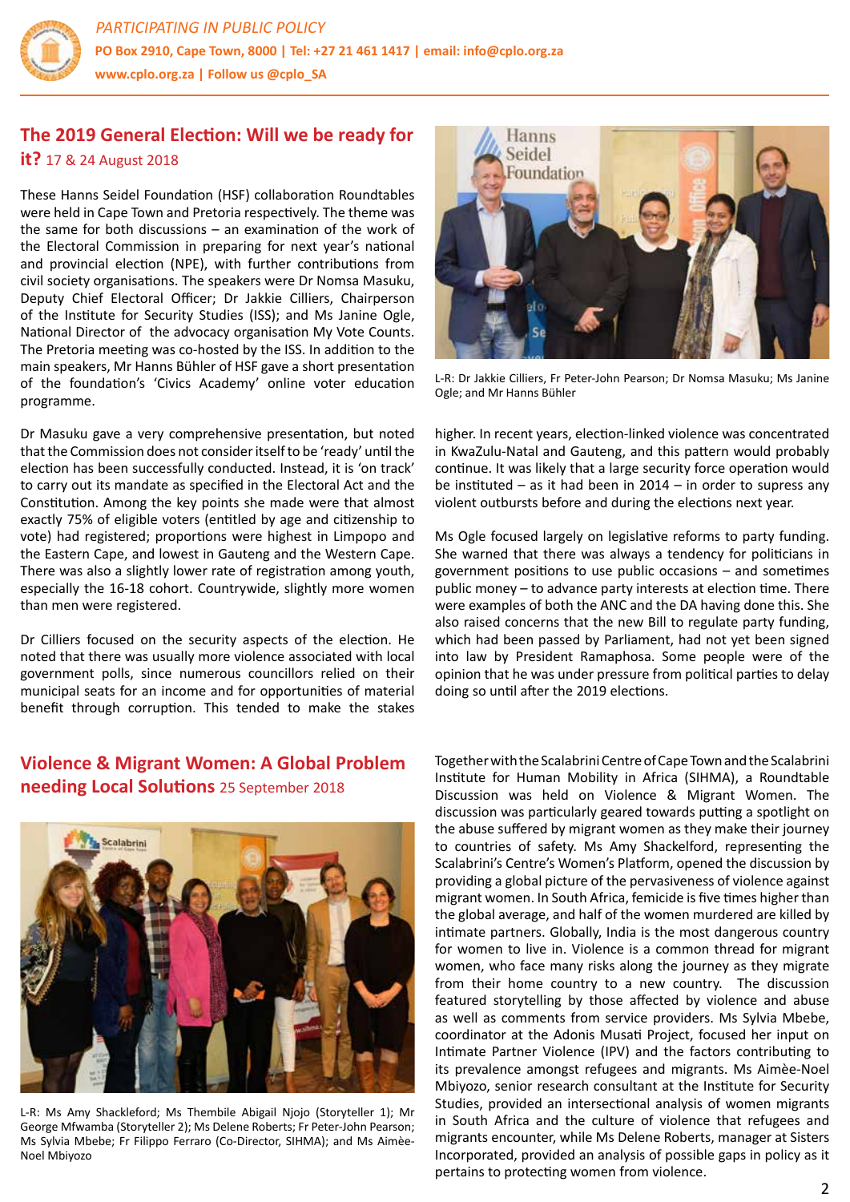## The 2019 General Election: Will we be ready for it? 17 & 24 August 2018

These Hanns Seidel Foundation (HSF) collaboration Roundtables were held in Cape Town and Pretoria respectively. The theme was the same for both discussions – an examination of the work of the Electoral Commission in preparing for next year's national and provincial election (NPE), with further contributions from civil society organisations. The speakers were Dr Nomsa Masuku, Deputy Chief Electoral Officer; Dr Jakkie Cilliers, Chairperson of the Institute for Security Studies (ISS); and Ms Janine Ogle, National Director of the advocacy organisation My Vote Counts. The Pretoria meeting was co-hosted by the ISS. In addition to the main speakers, Mr Hanns Bühler of HSF gave a short presentation of the foundation's 'Civics Academy' online voter education programme.

L-R: Dr Jakkie Cilliers, Fr Peter-John Pearson; Dr Nomsa Masuku; Ms Janine Ogle; and Mr Hanns Bühler

Dr Masuku gave a very comprehensive presentation, but noted that the Commission does not consider itself to be 'ready' until the election has been successfully conducted. Instead, it is 'on track' to carry out its mandate as specified in the Electoral Act and the Constitution. Among the key points she made were that almost exactly 75% of eligible voters (entitled by age and citizenship to vote) had registered; proportions were highest in Limpopo and the Eastern Cape, and lowest in Gauteng and the Western Cape. There was also a slightly lower rate of registration among youth, especially the 16-18 cohort. Countrywide, slightly more women than men were registered.

Dr Cilliers focused on the security aspects of the election. He noted that there was usually more violence associated with local government polls, since numerous councillors relied on their municipal seats for an income and for opportunities of material benefit through corruption. This tended to make the stakes higher. In recent years, election-linked violence was concentrated in KwaZulu-Natal and Gauteng, and this pattern would probably continue. It was likely that a large security force operation would be instituted – as it had been in 2014 – in order to supress any violent outbursts before and during the elections next year.

Ms Ogle focused largely on legislative reforms to party funding. She warned that there was always a tendency for politicians in government positions to use public occasions – and sometimes public money – to advance party interests at election time. There were examples of both the ANC and the DA having done this. She also raised concerns that the new Bill to regulate party funding, which had been passed by Parliament, had not yet been signed into law by President Ramaphosa. Some people were of the opinion that he was under pressure from political parties to delay doing so until after the 2019 elections.

## Violence & Migrant Women: A Global Problem needing Local Solutions 25 September 2018

L-R: Ms Amy Shackleford; Ms Thembile Abigail Njojo (Storyteller 1); Mr George Mfwamba (Storyteller 2); Ms Delene Roberts; Fr Peter-John Pearson; Ms Sylvia Mbebe; Fr Filippo Ferraro (Co-Director, SIHMA); and Ms Aimèe-Noel Mbiyozo

Together with the Scalabrini Centre of Cape Town and the Scalabrini Institute for Human Mobility in Africa (SIHMA), a Roundtable Discussion was held on Violence & Migrant Women. The discussion was particularly geared towards putting a spotlight on the abuse suffered by migrant women as they make their journey to countries of safety. Ms Amy Shackelford, representing the Scalabrini's Centre's Women's Platform, opened the discussion by providing a global picture of the pervasiveness of violence against migrant women. In South Africa, femicide is five times higher than the global average, and half of the women murdered are killed by intimate partners. Globally, India is the most dangerous country for women to live in. Violence is a common thread for migrant women, who face many risks along the journey as they migrate from their home country to a new country. The discussion featured storytelling by those affected by violence and abuse as well as comments from service providers. Ms Sylvia Mbebe, coordinator at the Adonis Musati Project, focused her input on Intimate Partner Violence (IPV) and the factors contributing to its prevalence amongst refugees and migrants. Ms Aimèe-Noel Mbiyozo, senior research consultant at the Institute for Security Studies, provided an intersectional analysis of women migrants in South Africa and the culture of violence that refugees and migrants encounter, while Ms Delene Roberts, manager at Sisters Incorporated, provided an analysis of possible gaps in policy as it pertains to protecting women from violence.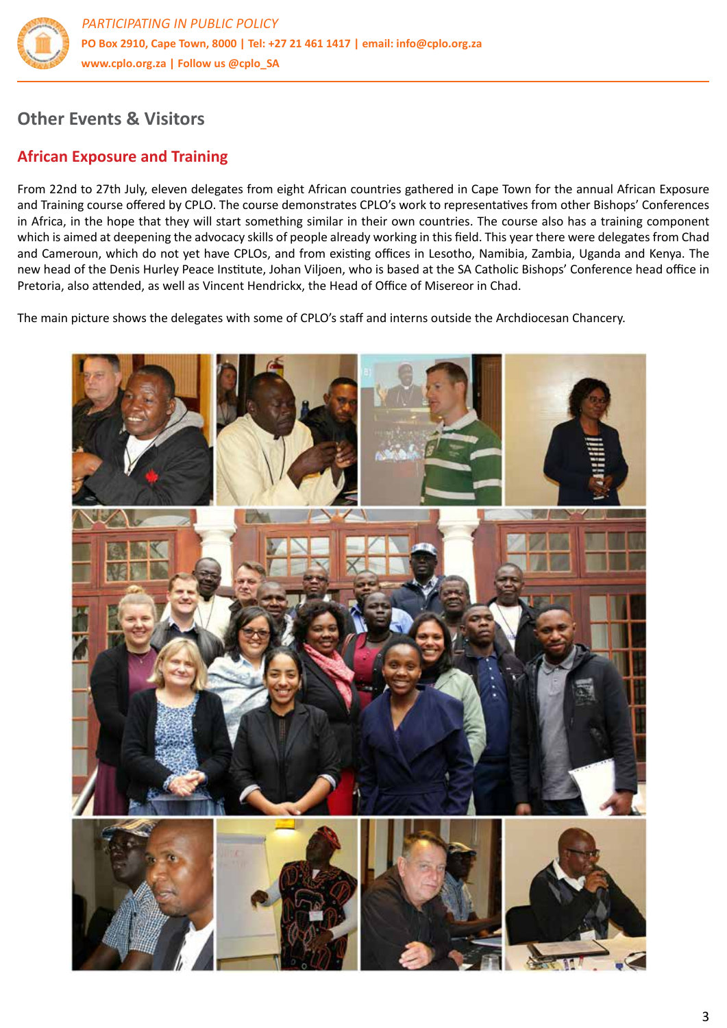## Other Events & Visitors

### African Exposure and Training

From 22nd to 27th July, eleven delegates from eight African countries gathered in Cape Town for the annual African Exposure and Training course offered by CPLO. The course demonstrates CPLO's work to representatives from other Bishops' Conferences in Africa, in the hope that they will start something similar in their own countries. The course also has a training component which is aimed at deepening the advocacy skills of people already working in this field. This year there were delegates from Chad and Cameroun, which do not yet have CPLOs, and from existing offices in Lesotho, Namibia, Zambia, Uganda and Kenya. The new head of the Denis Hurley Peace Institute, Johan Viljoen, who is based at the SA Catholic Bishops' Conference head office in Pretoria, also attended, as well as Vincent Hendrickx, the Head of Office of Misereor in Chad.

The main picture shows the delegates with some of CPLO's staff and interns outside the Archdiocesan Chancery.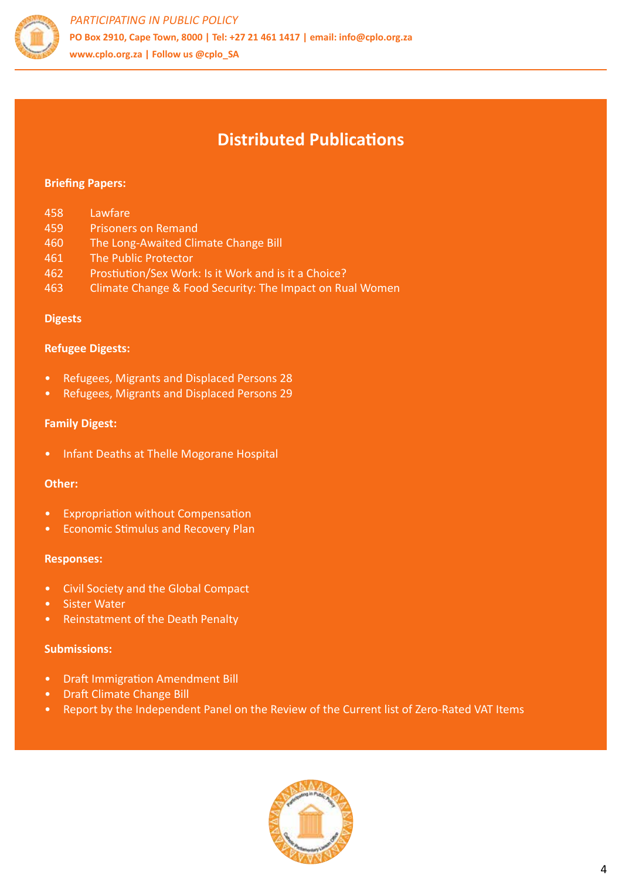## Distributed Publications

**Briefing Papers:**

458 Lawfare
459 Prisoners on Remand
460 The Long-Awaited Climate Change Bill
461 The Public Protector
462 Prostiution/Sex Work: Is it Work and is it a Choice?
463 Climate Change & Food Security: The Impact on Rual Women

**Digests**

**Refugee Digests:**

- Refugees, Migrants and Displaced Persons 28
- Refugees, Migrants and Displaced Persons 29

**Family Digest:**

- Infant Deaths at Thelle Mogorane Hospital

**Other:**

- Expropriation without Compensation
- Economic Stimulus and Recovery Plan

**Responses:**

- Civil Society and the Global Compact
- Sister Water
- Reinstatment of the Death Penalty

**Submissions:**

- Draft Immigration Amendment Bill
- Draft Climate Change Bill
- Report by the Independent Panel on the Review of the Current list of Zero-Rated VAT Items